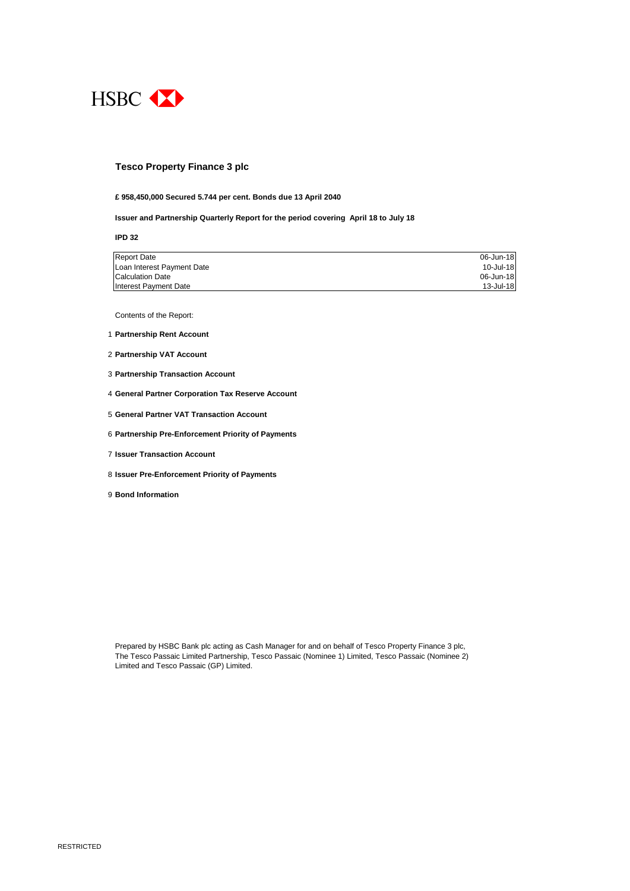HSBC

# Tesco Property Finance 3 plc

**£ 958,450,000 Secured 5.744 per cent. Bonds due 13 April 2040**

**Issuer and Partnership Quarterly Report for the period covering April 18 to July 18**

**IPD 32**

| | |
|---|---|
| Report Date | 06-Jun-18 |
| Loan Interest Payment Date | 10-Jul-18 |
| Calculation Date | 06-Jun-18 |
| Interest Payment Date | 13-Jul-18 |

Contents of the Report:

1 **Partnership Rent Account**

2 **Partnership VAT Account**

3 **Partnership Transaction Account**

4 **General Partner Corporation Tax Reserve Account**

5 **General Partner VAT Transaction Account**

6 **Partnership Pre-Enforcement Priority of Payments**

7 **Issuer Transaction Account**

8 **Issuer Pre-Enforcement Priority of Payments**

9 **Bond Information**

Prepared by HSBC Bank plc acting as Cash Manager for and on behalf of Tesco Property Finance 3 plc, The Tesco Passaic Limited Partnership, Tesco Passaic (Nominee 1) Limited, Tesco Passaic (Nominee 2) Limited and Tesco Passaic (GP) Limited.

RESTRICTED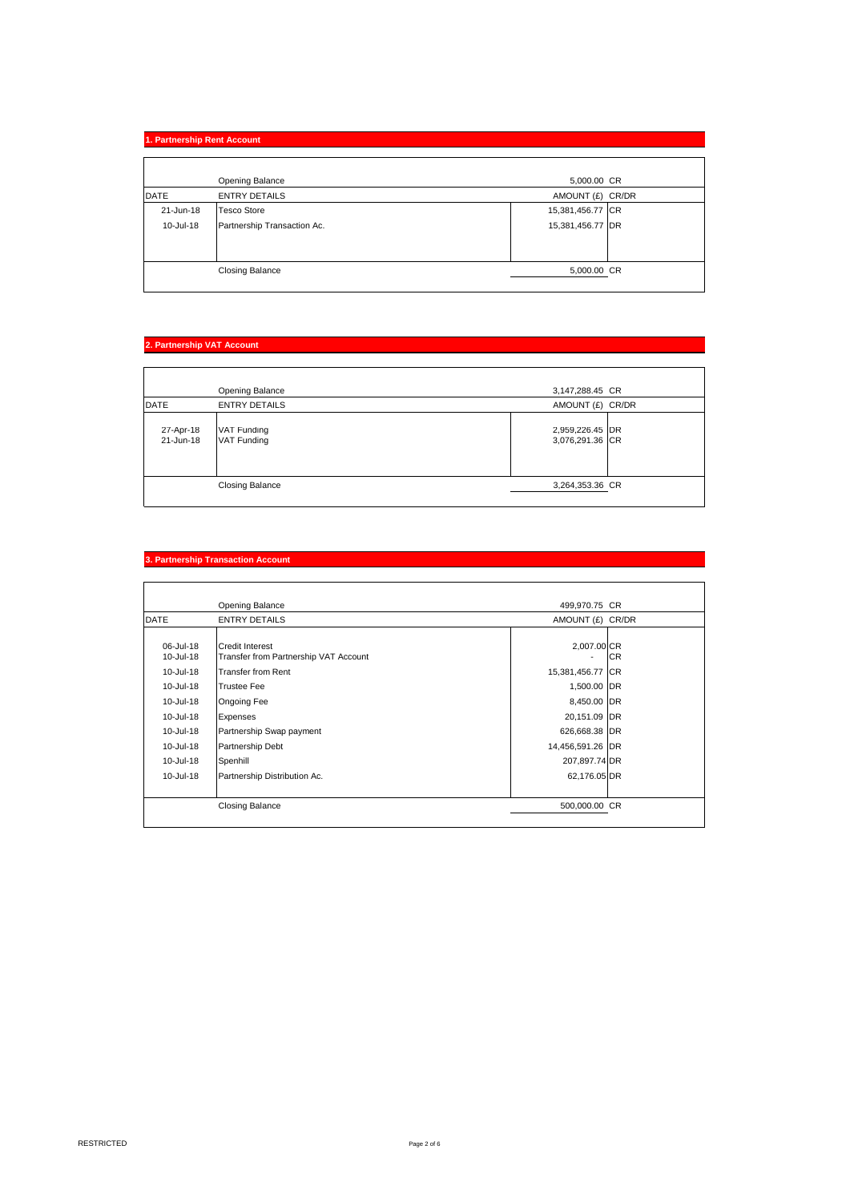## 1. Partnership Rent Account

| DATE | ENTRY DETAILS | AMOUNT (£) | CR/DR |
|---|---|---|---|
| | Opening Balance | 5,000.00 | CR |
| 21-Jun-18 | Tesco Store | 15,381,456.77 | CR |
| 10-Jul-18 | Partnership Transaction Ac. | 15,381,456.77 | DR |
| | Closing Balance | 5,000.00 | CR |

## 2. Partnership VAT Account

| DATE | ENTRY DETAILS | AMOUNT (£) | CR/DR |
|---|---|---|---|
| | Opening Balance | 3,147,288.45 | CR |
| 27-Apr-18 | VAT Funding | 2,959,226.45 | DR |
| 21-Jun-18 | VAT Funding | 3,076,291.36 | CR |
| | Closing Balance | 3,264,353.36 | CR |

## 3. Partnership Transaction Account

| DATE | ENTRY DETAILS | AMOUNT (£) | CR/DR |
|---|---|---|---|
| | Opening Balance | 499,970.75 | CR |
| 06-Jul-18 | Credit Interest | 2,007.00 | CR |
| 10-Jul-18 | Transfer from Partnership VAT Account | - | CR |
| 10-Jul-18 | Transfer from Rent | 15,381,456.77 | CR |
| 10-Jul-18 | Trustee Fee | 1,500.00 | DR |
| 10-Jul-18 | Ongoing Fee | 8,450.00 | DR |
| 10-Jul-18 | Expenses | 20,151.09 | DR |
| 10-Jul-18 | Partnership Swap payment | 626,668.38 | DR |
| 10-Jul-18 | Partnership Debt | 14,456,591.26 | DR |
| 10-Jul-18 | Spenhill | 207,897.74 | DR |
| 10-Jul-18 | Partnership Distribution Ac. | 62,176.05 | DR |
| | Closing Balance | 500,000.00 | CR |

RESTRICTED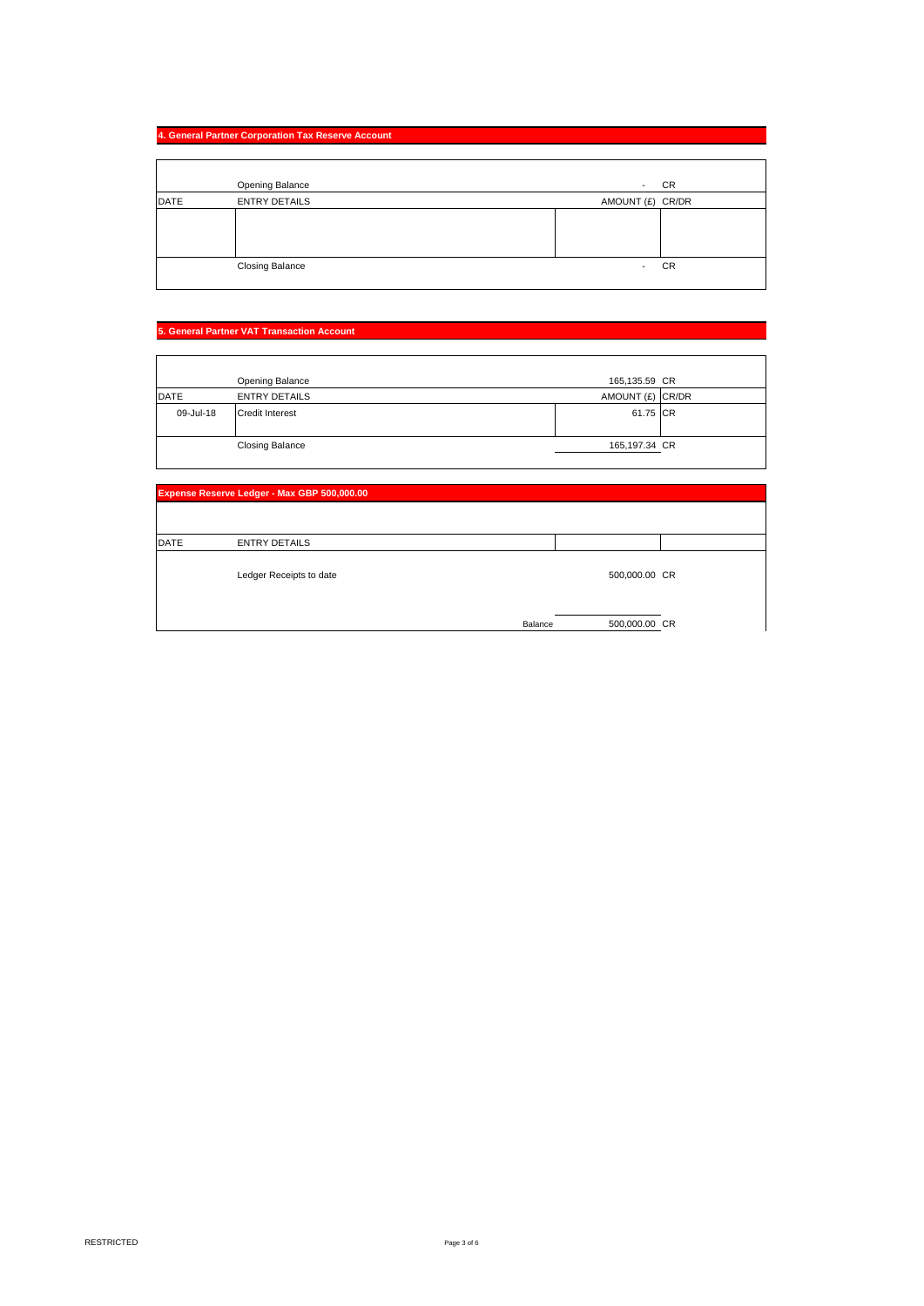## 4. General Partner Corporation Tax Reserve Account

| DATE | ENTRY DETAILS | AMOUNT (£) | CR/DR |
|---|---|---|---|
| | Opening Balance | - | CR |
| | | | |
| | Closing Balance | - | CR |

## 5. General Partner VAT Transaction Account

| DATE | ENTRY DETAILS | AMOUNT (£) | CR/DR |
|---|---|---|---|
| | Opening Balance | 165,135.59 | CR |
| 09-Jul-18 | Credit Interest | 61.75 | CR |
| | Closing Balance | 165,197.34 | CR |

## Expense Reserve Ledger - Max GBP 500,000.00

| DATE | ENTRY DETAILS | | |
|---|---|---|---|
| | Ledger Receipts to date | 500,000.00 | CR |
| | Balance | 500,000.00 | CR |

RESTRICTED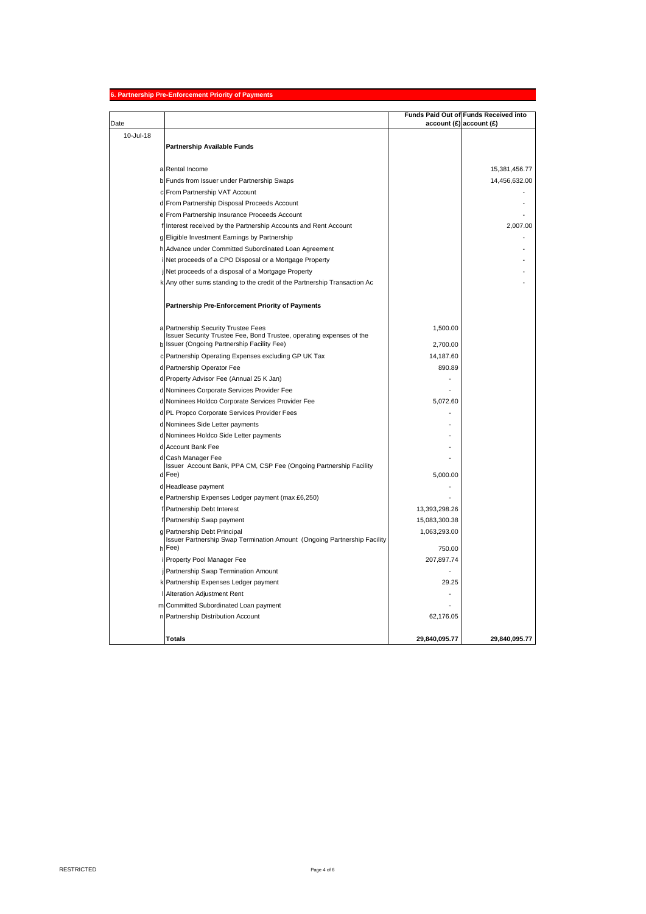## 6. Partnership Pre-Enforcement Priority of Payments

| Date | | | Funds Paid Out of account (£) | Funds Received into account (£) |
|---|---|---|---|---|
| 10-Jul-18 | | **Partnership Available Funds** | | |
| | a | Rental Income | | 15,381,456.77 |
| | b | Funds from Issuer under Partnership Swaps | | 14,456,632.00 |
| | c | From Partnership VAT Account | | - |
| | d | From Partnership Disposal Proceeds Account | | - |
| | e | From Partnership Insurance Proceeds Account | | - |
| | f | Interest received by the Partnership Accounts and Rent Account | | 2,007.00 |
| | g | Eligible Investment Earnings by Partnership | | - |
| | h | Advance under Committed Subordinated Loan Agreement | | - |
| | i | Net proceeds of a CPO Disposal or a Mortgage Property | | - |
| | j | Net proceeds of a disposal of a Mortgage Property | | - |
| | k | Any other sums standing to the credit of the Partnership Transaction Ac | | - |
| | | **Partnership Pre-Enforcement Priority of Payments** | | |
| | a | Partnership Security Trustee Fees | 1,500.00 | |
| | b | Issuer Security Trustee Fee, Bond Trustee, operating expenses of the Issuer (Ongoing Partnership Facility Fee) | 2,700.00 | |
| | c | Partnership Operating Expenses excluding GP UK Tax | 14,187.60 | |
| | d | Partnership Operator Fee | 890.89 | |
| | d | Property Advisor Fee (Annual 25 K Jan) | - | |
| | d | Nominees Corporate Services Provider Fee | - | |
| | d | Nominees Holdco Corporate Services Provider Fee | 5,072.60 | |
| | d | PL Propco Corporate Services Provider Fees | - | |
| | d | Nominees Side Letter payments | - | |
| | d | Nominees Holdco Side Letter payments | - | |
| | d | Account Bank Fee | - | |
| | d | Cash Manager Fee | - | |
| | d | Issuer Account Bank, PPA CM, CSP Fee (Ongoing Partnership Facility Fee) | 5,000.00 | |
| | d | Headlease payment | - | |
| | e | Partnership Expenses Ledger payment (max £6,250) | - | |
| | f | Partnership Debt Interest | 13,393,298.26 | |
| | f | Partnership Swap payment | 15,083,300.38 | |
| | g | Partnership Debt Principal | 1,063,293.00 | |
| | h | Issuer Partnership Swap Termination Amount (Ongoing Partnership Facility Fee) | 750.00 | |
| | i | Property Pool Manager Fee | 207,897.74 | |
| | j | Partnership Swap Termination Amount | - | |
| | k | Partnership Expenses Ledger payment | 29.25 | |
| | l | Alteration Adjustment Rent | - | |
| | m | Committed Subordinated Loan payment | - | |
| | n | Partnership Distribution Account | 62,176.05 | |
| | | **Totals** | **29,840,095.77** | **29,840,095.77** |

RESTRICTED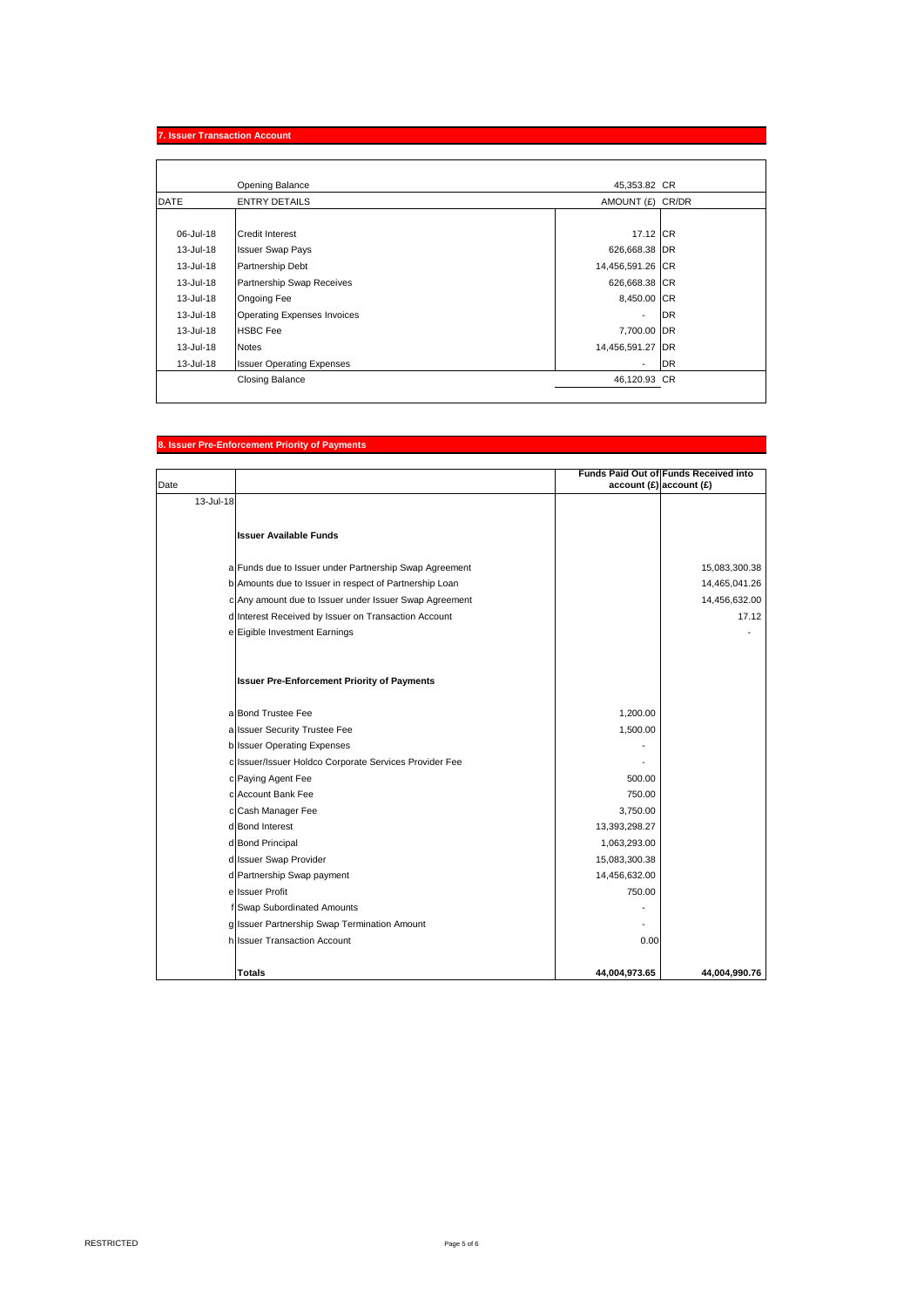## 7. Issuer Transaction Account

| DATE | ENTRY DETAILS | AMOUNT (£) | CR/DR |
|---|---|---|---|
| | Opening Balance | 45,353.82 | CR |
| 06-Jul-18 | Credit Interest | 17.12 | CR |
| 13-Jul-18 | Issuer Swap Pays | 626,668.38 | DR |
| 13-Jul-18 | Partnership Debt | 14,456,591.26 | CR |
| 13-Jul-18 | Partnership Swap Receives | 626,668.38 | CR |
| 13-Jul-18 | Ongoing Fee | 8,450.00 | CR |
| 13-Jul-18 | Operating Expenses Invoices | - | DR |
| 13-Jul-18 | HSBC Fee | 7,700.00 | DR |
| 13-Jul-18 | Notes | 14,456,591.27 | DR |
| 13-Jul-18 | Issuer Operating Expenses | - | DR |
| | Closing Balance | 46,120.93 | CR |

## 8. Issuer Pre-Enforcement Priority of Payments

| Date | | | Funds Paid Out of account (£) | Funds Received into account (£) |
|---|---|---|---|---|
| 13-Jul-18 | | | | |
| | | **Issuer Available Funds** | | |
| | a | Funds due to Issuer under Partnership Swap Agreement | | 15,083,300.38 |
| | b | Amounts due to Issuer in respect of Partnership Loan | | 14,465,041.26 |
| | c | Any amount due to Issuer under Issuer Swap Agreement | | 14,456,632.00 |
| | d | Interest Received by Issuer on Transaction Account | | 17.12 |
| | e | Eigible Investment Earnings | | - |
| | | **Issuer Pre-Enforcement Priority of Payments** | | |
| | a | Bond Trustee Fee | 1,200.00 | |
| | a | Issuer Security Trustee Fee | 1,500.00 | |
| | b | Issuer Operating Expenses | - | |
| | c | Issuer/Issuer Holdco Corporate Services Provider Fee | - | |
| | c | Paying Agent Fee | 500.00 | |
| | c | Account Bank Fee | 750.00 | |
| | c | Cash Manager Fee | 3,750.00 | |
| | d | Bond Interest | 13,393,298.27 | |
| | d | Bond Principal | 1,063,293.00 | |
| | d | Issuer Swap Provider | 15,083,300.38 | |
| | d | Partnership Swap payment | 14,456,632.00 | |
| | e | Issuer Profit | 750.00 | |
| | f | Swap Subordinated Amounts | - | |
| | g | Issuer Partnership Swap Termination Amount | - | |
| | h | Issuer Transaction Account | 0.00 | |
| | | **Totals** | **44,004,973.65** | **44,004,990.76** |

RESTRICTED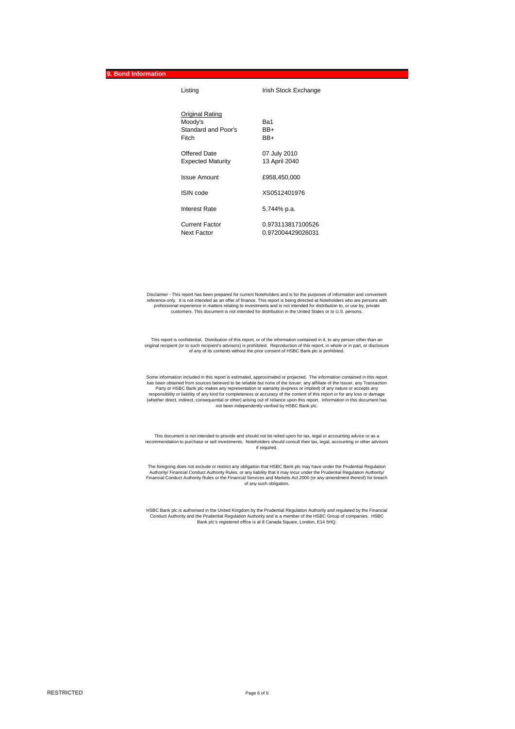## 9. Bond Information

| | |
|---|---|
| Listing | Irish Stock Exchange |
| <u>Original Rating</u> | |
| Moody's | Ba1 |
| Standard and Poor's | BB+ |
| Fitch | BB+ |
| Offered Date | 07 July 2010 |
| Expected Maturity | 13 April 2040 |
| Issue Amount | £958,450,000 |
| ISIN code | XS0512401976 |
| Interest Rate | 5.744% p.a. |
| Current Factor | 0.973113817100526 |
| Next Factor | 0.972004429026031 |

Disclaimer - This report has been prepared for current Noteholders and is for the purposes of information and convenient reference only. It is not intended as an offer of finance. This report is being directed at Noteholders who are persons with professional experience in matters relating to investments and is not intended for distribution to, or use by, private customers. This document is not intended for distribution in the United States or to U.S. persons.

This report is confidential. Distribution of this report, or of the information contained in it, to any person other than an original recipient (or to such recipient's advisors) is prohibited. Reproduction of this report, in whole or in part, or disclosure of any of its contents without the prior consent of HSBC Bank plc is prohibited.

Some information included in this report is estimated, approximated or projected. The information contained in this report has been obtained from sources believed to be reliable but none of the Issuer, any affiliate of the Issuer, any Transaction Party or HSBC Bank plc makes any representation or warranty (express or implied) of any nature or accepts any responsibility or liability of any kind for completeness or accuracy of the content of this report or for any loss or damage (whether direct, indirect, consequential or other) arising out of reliance upon this report. Information in this document has not been independently verified by HSBC Bank plc.

This document is not intended to provide and should not be relied upon for tax, legal or accounting advice or as a recommendation to purchase or sell investments. Noteholders should consult their tax, legal, accounting or other advisors if required.

The foregoing does not exclude or restrict any obligation that HSBC Bank plc may have under the Prudential Regulation Authority/ Financial Conduct Authority Rules, or any liability that it may incur under the Prudential Regulation Authority/ Financial Conduct Authority Rules or the Financial Services and Markets Act 2000 (or any amendment thereof) for breach of any such obligation.

HSBC Bank plc is authorised in the United Kingdom by the Prudential Regulation Authority and regulated by the Financial Conduct Authority and the Prudential Regulation Authority and is a member of the HSBC Group of companies. HSBC Bank plc's registered office is at 8 Canada Square, London, E14 5HQ.

RESTRICTED